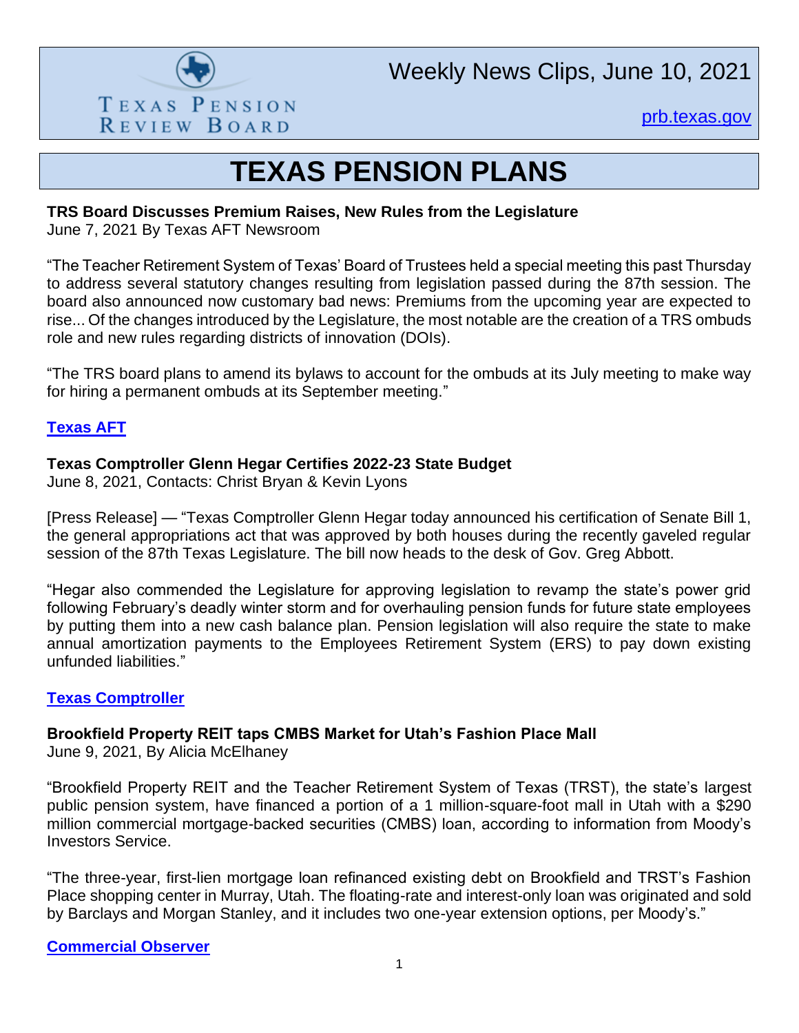Weekly News Clips, June 10, 2021

Texas Pension Review Board

[prb.texas.gov](prb.texas.gov)

# TEXAS PENSION PLANS

**TRS Board Discusses Premium Raises, New Rules from the Legislature**
June 7, 2021 By Texas AFT Newsroom

"The Teacher Retirement System of Texas' Board of Trustees held a special meeting this past Thursday to address several statutory changes resulting from legislation passed during the 87th session. The board also announced now customary bad news: Premiums from the upcoming year are expected to rise... Of the changes introduced by the Legislature, the most notable are the creation of a TRS ombuds role and new rules regarding districts of innovation (DOIs).

"The TRS board plans to amend its bylaws to account for the ombuds at its July meeting to make way for hiring a permanent ombuds at its September meeting."

**[Texas AFT]()**

**Texas Comptroller Glenn Hegar Certifies 2022-23 State Budget**
June 8, 2021, Contacts: Christ Bryan & Kevin Lyons

[Press Release] — "Texas Comptroller Glenn Hegar today announced his certification of Senate Bill 1, the general appropriations act that was approved by both houses during the recently gaveled regular session of the 87th Texas Legislature. The bill now heads to the desk of Gov. Greg Abbott.

"Hegar also commended the Legislature for approving legislation to revamp the state's power grid following February's deadly winter storm and for overhauling pension funds for future state employees by putting them into a new cash balance plan. Pension legislation will also require the state to make annual amortization payments to the Employees Retirement System (ERS) to pay down existing unfunded liabilities."

**[Texas Comptroller]()**

**Brookfield Property REIT taps CMBS Market for Utah's Fashion Place Mall**
June 9, 2021, By Alicia McElhaney

"Brookfield Property REIT and the Teacher Retirement System of Texas (TRST), the state's largest public pension system, have financed a portion of a 1 million-square-foot mall in Utah with a $290 million commercial mortgage-backed securities (CMBS) loan, according to information from Moody's Investors Service.

"The three-year, first-lien mortgage loan refinanced existing debt on Brookfield and TRST's Fashion Place shopping center in Murray, Utah. The floating-rate and interest-only loan was originated and sold by Barclays and Morgan Stanley, and it includes two one-year extension options, per Moody's."

**[Commercial Observer]()**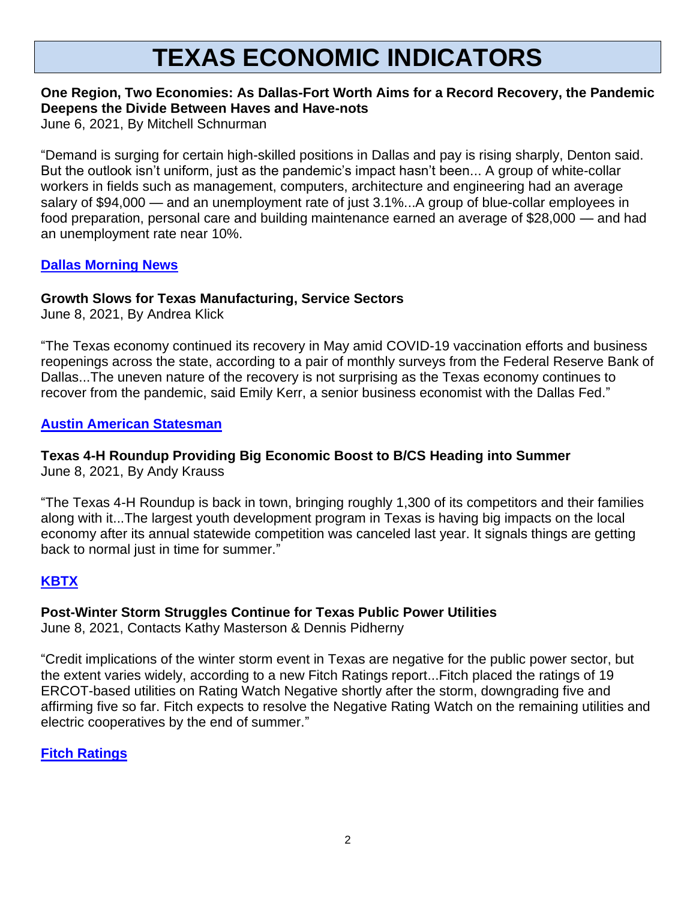# TEXAS ECONOMIC INDICATORS

**One Region, Two Economies: As Dallas-Fort Worth Aims for a Record Recovery, the Pandemic Deepens the Divide Between Haves and Have-nots**

June 6, 2021, By Mitchell Schnurman

"Demand is surging for certain high-skilled positions in Dallas and pay is rising sharply, Denton said. But the outlook isn't uniform, just as the pandemic's impact hasn't been... A group of white-collar workers in fields such as management, computers, architecture and engineering had an average salary of $94,000 — and an unemployment rate of just 3.1%...A group of blue-collar employees in food preparation, personal care and building maintenance earned an average of $28,000 — and had an unemployment rate near 10%.

**Dallas Morning News**

**Growth Slows for Texas Manufacturing, Service Sectors**

June 8, 2021, By Andrea Klick

"The Texas economy continued its recovery in May amid COVID-19 vaccination efforts and business reopenings across the state, according to a pair of monthly surveys from the Federal Reserve Bank of Dallas...The uneven nature of the recovery is not surprising as the Texas economy continues to recover from the pandemic, said Emily Kerr, a senior business economist with the Dallas Fed."

**Austin American Statesman**

**Texas 4-H Roundup Providing Big Economic Boost to B/CS Heading into Summer**

June 8, 2021, By Andy Krauss

"The Texas 4-H Roundup is back in town, bringing roughly 1,300 of its competitors and their families along with it...The largest youth development program in Texas is having big impacts on the local economy after its annual statewide competition was canceled last year. It signals things are getting back to normal just in time for summer."

**KBTX**

**Post-Winter Storm Struggles Continue for Texas Public Power Utilities**

June 8, 2021, Contacts Kathy Masterson & Dennis Pidherny

"Credit implications of the winter storm event in Texas are negative for the public power sector, but the extent varies widely, according to a new Fitch Ratings report...Fitch placed the ratings of 19 ERCOT-based utilities on Rating Watch Negative shortly after the storm, downgrading five and affirming five so far. Fitch expects to resolve the Negative Rating Watch on the remaining utilities and electric cooperatives by the end of summer."

**Fitch Ratings**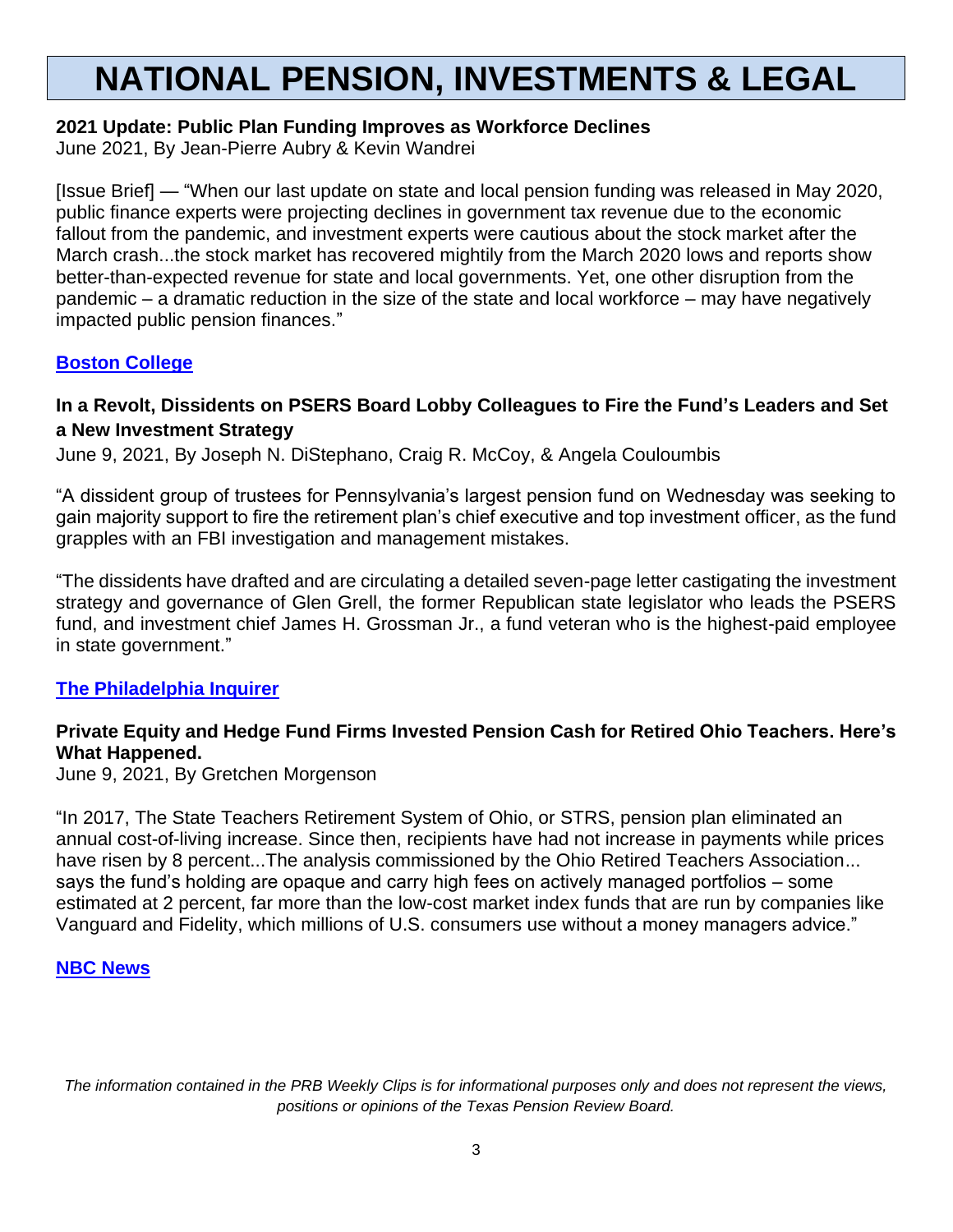# NATIONAL PENSION, INVESTMENTS & LEGAL

**2021 Update: Public Plan Funding Improves as Workforce Declines**
June 2021, By Jean-Pierre Aubry & Kevin Wandrei

[Issue Brief] — "When our last update on state and local pension funding was released in May 2020, public finance experts were projecting declines in government tax revenue due to the economic fallout from the pandemic, and investment experts were cautious about the stock market after the March crash...the stock market has recovered mightily from the March 2020 lows and reports show better-than-expected revenue for state and local governments. Yet, one other disruption from the pandemic – a dramatic reduction in the size of the state and local workforce – may have negatively impacted public pension finances."

**Boston College**

**In a Revolt, Dissidents on PSERS Board Lobby Colleagues to Fire the Fund's Leaders and Set a New Investment Strategy**
June 9, 2021, By Joseph N. DiStephano, Craig R. McCoy, & Angela Couloumbis

"A dissident group of trustees for Pennsylvania's largest pension fund on Wednesday was seeking to gain majority support to fire the retirement plan's chief executive and top investment officer, as the fund grapples with an FBI investigation and management mistakes.

"The dissidents have drafted and are circulating a detailed seven-page letter castigating the investment strategy and governance of Glen Grell, the former Republican state legislator who leads the PSERS fund, and investment chief James H. Grossman Jr., a fund veteran who is the highest-paid employee in state government."

**The Philadelphia Inquirer**

**Private Equity and Hedge Fund Firms Invested Pension Cash for Retired Ohio Teachers. Here's What Happened.**
June 9, 2021, By Gretchen Morgenson

"In 2017, The State Teachers Retirement System of Ohio, or STRS, pension plan eliminated an annual cost-of-living increase. Since then, recipients have had not increase in payments while prices have risen by 8 percent...The analysis commissioned by the Ohio Retired Teachers Association... says the fund's holding are opaque and carry high fees on actively managed portfolios – some estimated at 2 percent, far more than the low-cost market index funds that are run by companies like Vanguard and Fidelity, which millions of U.S. consumers use without a money managers advice."

**NBC News**

*The information contained in the PRB Weekly Clips is for informational purposes only and does not represent the views, positions or opinions of the Texas Pension Review Board.*